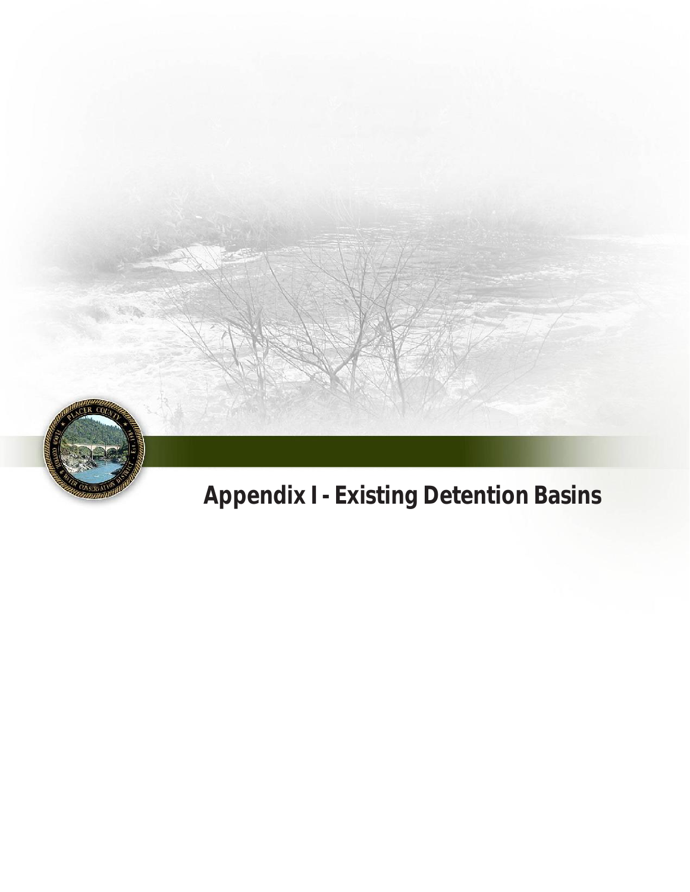# Appendix I - Existing Detention Basins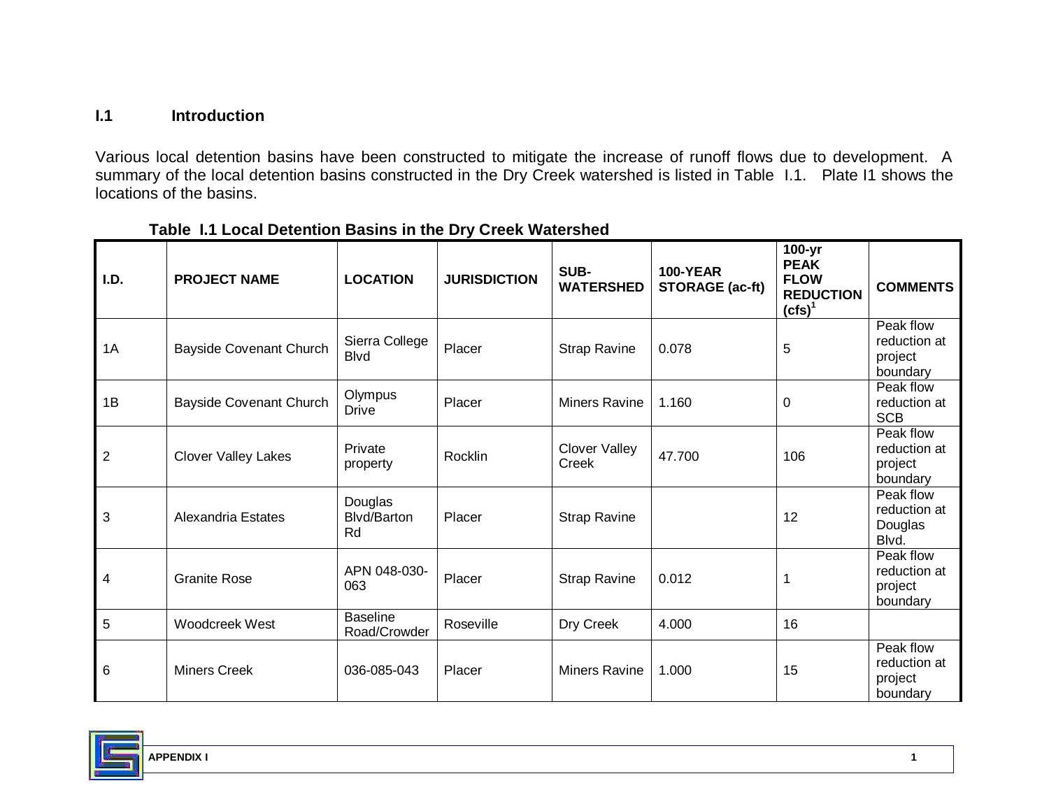## I.1 Introduction

Various local detention basins have been constructed to mitigate the increase of runoff flows due to development. A summary of the local detention basins constructed in the Dry Creek watershed is listed in Table I.1. Plate I1 shows the locations of the basins.

**Table I.1 Local Detention Basins in the Dry Creek Watershed**

| I.D. | PROJECT NAME | LOCATION | JURISDICTION | SUB-WATERSHED | 100-YEAR STORAGE (ac-ft) | 100-yr PEAK FLOW REDUCTION (cfs)[1] | COMMENTS |
|---|---|---|---|---|---|---|---|
| 1A | Bayside Covenant Church | Sierra College Blvd | Placer | Strap Ravine | 0.078 | 5 | Peak flow reduction at project boundary |
| 1B | Bayside Covenant Church | Olympus Drive | Placer | Miners Ravine | 1.160 | 0 | Peak flow reduction at SCB |
| 2 | Clover Valley Lakes | Private property | Rocklin | Clover Valley Creek | 47.700 | 106 | Peak flow reduction at project boundary |
| 3 | Alexandria Estates | Douglas Blvd/Barton Rd | Placer | Strap Ravine | | 12 | Peak flow reduction at Douglas Blvd. |
| 4 | Granite Rose | APN 048-030-063 | Placer | Strap Ravine | 0.012 | 1 | Peak flow reduction at project boundary |
| 5 | Woodcreek West | Baseline Road/Crowder | Roseville | Dry Creek | 4.000 | 16 | |
| 6 | Miners Creek | 036-085-043 | Placer | Miners Ravine | 1.000 | 15 | Peak flow reduction at project boundary |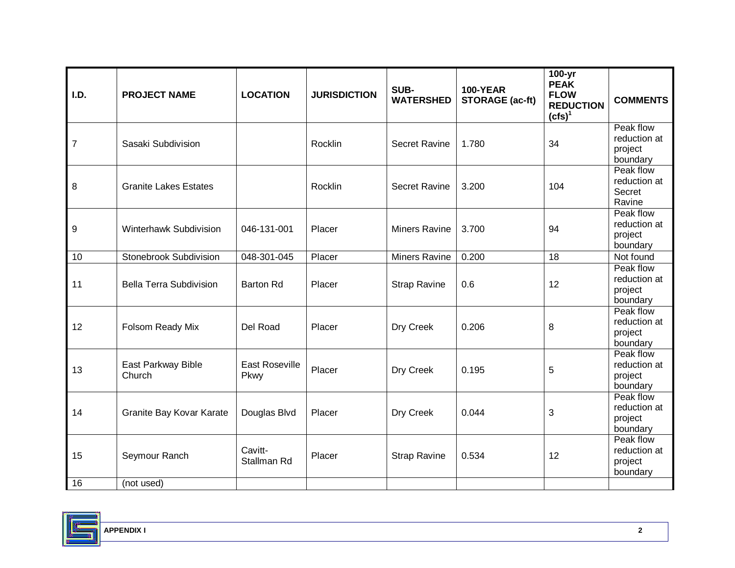| I.D. | PROJECT NAME | LOCATION | JURISDICTION | SUB-WATERSHED | 100-YEAR STORAGE (ac-ft) | 100-yr PEAK FLOW REDUCTION (cfs)[1] | COMMENTS |
|---|---|---|---|---|---|---|---|
| 7 | Sasaki Subdivision | | Rocklin | Secret Ravine | 1.780 | 34 | Peak flow reduction at project boundary |
| 8 | Granite Lakes Estates | | Rocklin | Secret Ravine | 3.200 | 104 | Peak flow reduction at Secret Ravine |
| 9 | Winterhawk Subdivision | 046-131-001 | Placer | Miners Ravine | 3.700 | 94 | Peak flow reduction at project boundary |
| 10 | Stonebrook Subdivision | 048-301-045 | Placer | Miners Ravine | 0.200 | 18 | Not found |
| 11 | Bella Terra Subdivision | Barton Rd | Placer | Strap Ravine | 0.6 | 12 | Peak flow reduction at project boundary |
| 12 | Folsom Ready Mix | Del Road | Placer | Dry Creek | 0.206 | 8 | Peak flow reduction at project boundary |
| 13 | East Parkway Bible Church | East Roseville Pkwy | Placer | Dry Creek | 0.195 | 5 | Peak flow reduction at project boundary |
| 14 | Granite Bay Kovar Karate | Douglas Blvd | Placer | Dry Creek | 0.044 | 3 | Peak flow reduction at project boundary |
| 15 | Seymour Ranch | Cavitt-Stallman Rd | Placer | Strap Ravine | 0.534 | 12 | Peak flow reduction at project boundary |
| 16 | (not used) | | | | | | |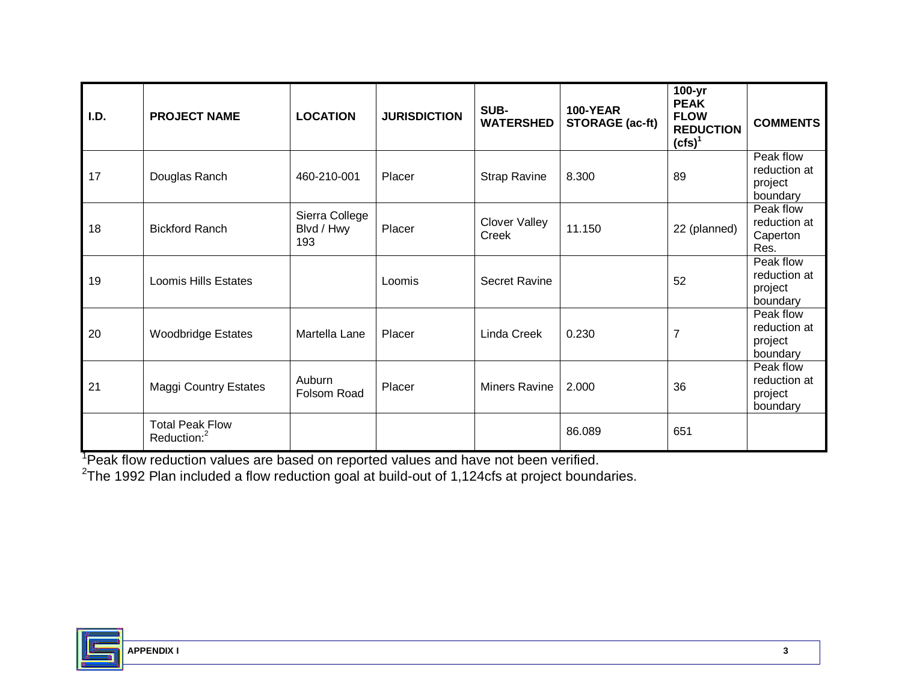| I.D. | PROJECT NAME | LOCATION | JURISDICTION | SUB-WATERSHED | 100-YEAR STORAGE (ac-ft) | 100-yr PEAK FLOW REDUCTION (cfs)[1] | COMMENTS |
|---|---|---|---|---|---|---|---|
| 17 | Douglas Ranch | 460-210-001 | Placer | Strap Ravine | 8.300 | 89 | Peak flow reduction at project boundary |
| 18 | Bickford Ranch | Sierra College Blvd / Hwy 193 | Placer | Clover Valley Creek | 11.150 | 22 (planned) | Peak flow reduction at Caperton Res. |
| 19 | Loomis Hills Estates | | Loomis | Secret Ravine | | 52 | Peak flow reduction at project boundary |
| 20 | Woodbridge Estates | Martella Lane | Placer | Linda Creek | 0.230 | 7 | Peak flow reduction at project boundary |
| 21 | Maggi Country Estates | Auburn Folsom Road | Placer | Miners Ravine | 2.000 | 36 | Peak flow reduction at project boundary |
| | Total Peak Flow Reduction:[2] | | | | 86.089 | 651 | |

[1]Peak flow reduction values are based on reported values and have not been verified.

[2]The 1992 Plan included a flow reduction goal at build-out of 1,124cfs at project boundaries.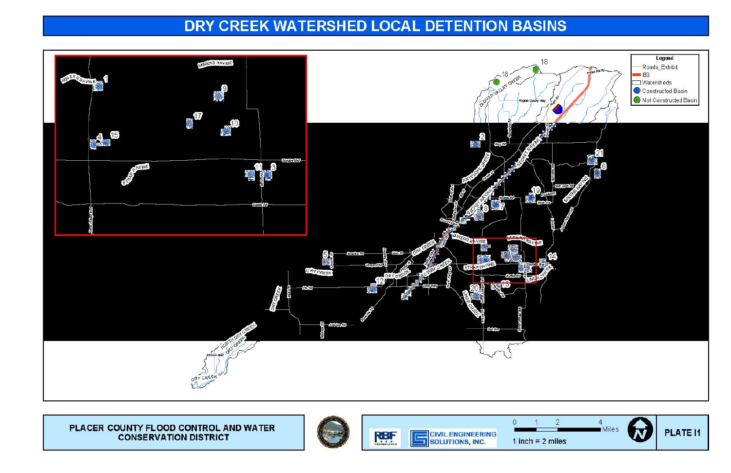# DRY CREEK WATERSHED LOCAL DETENTION BASINS

Legend

Roads_Exhibit

I80

Watersheds

Constructed Basin

Not Constructed Basin

0 1 2 4 Miles

1 inch = 2 miles

PLACER COUNTY FLOOD CONTROL AND WATER CONSERVATION DISTRICT

RBF CONSULTING

CIVIL ENGINEERING SOLUTIONS, INC.

PLATE I1